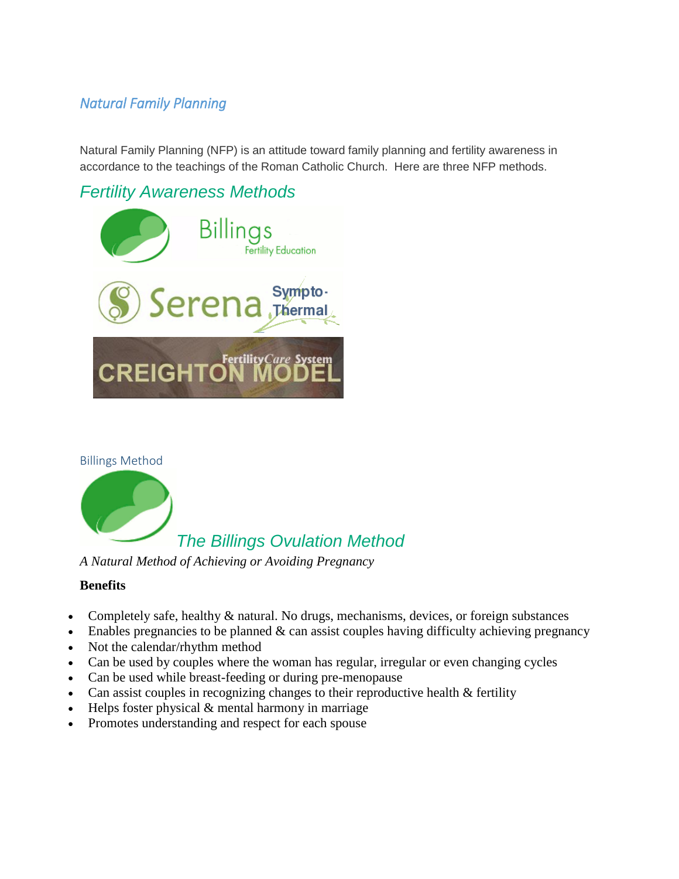# *Natural Family Planning*

Natural Family Planning (NFP) is an attitude toward family planning and fertility awareness in accordance to the teachings of the Roman Catholic Church. Here are three NFP methods.

## *Fertility Awareness Methods*

Billings Fertility Education

Serena Sympto-Thermal

FertilityCare System CREIGHTON MODEL

Billings Method

## *The Billings Ovulation Method*

*A Natural Method of Achieving or Avoiding Pregnancy*

**Benefits**

- Completely safe, healthy & natural. No drugs, mechanisms, devices, or foreign substances
- Enables pregnancies to be planned & can assist couples having difficulty achieving pregnancy
- Not the calendar/rhythm method
- Can be used by couples where the woman has regular, irregular or even changing cycles
- Can be used while breast-feeding or during pre-menopause
- Can assist couples in recognizing changes to their reproductive health & fertility
- Helps foster physical & mental harmony in marriage
- Promotes understanding and respect for each spouse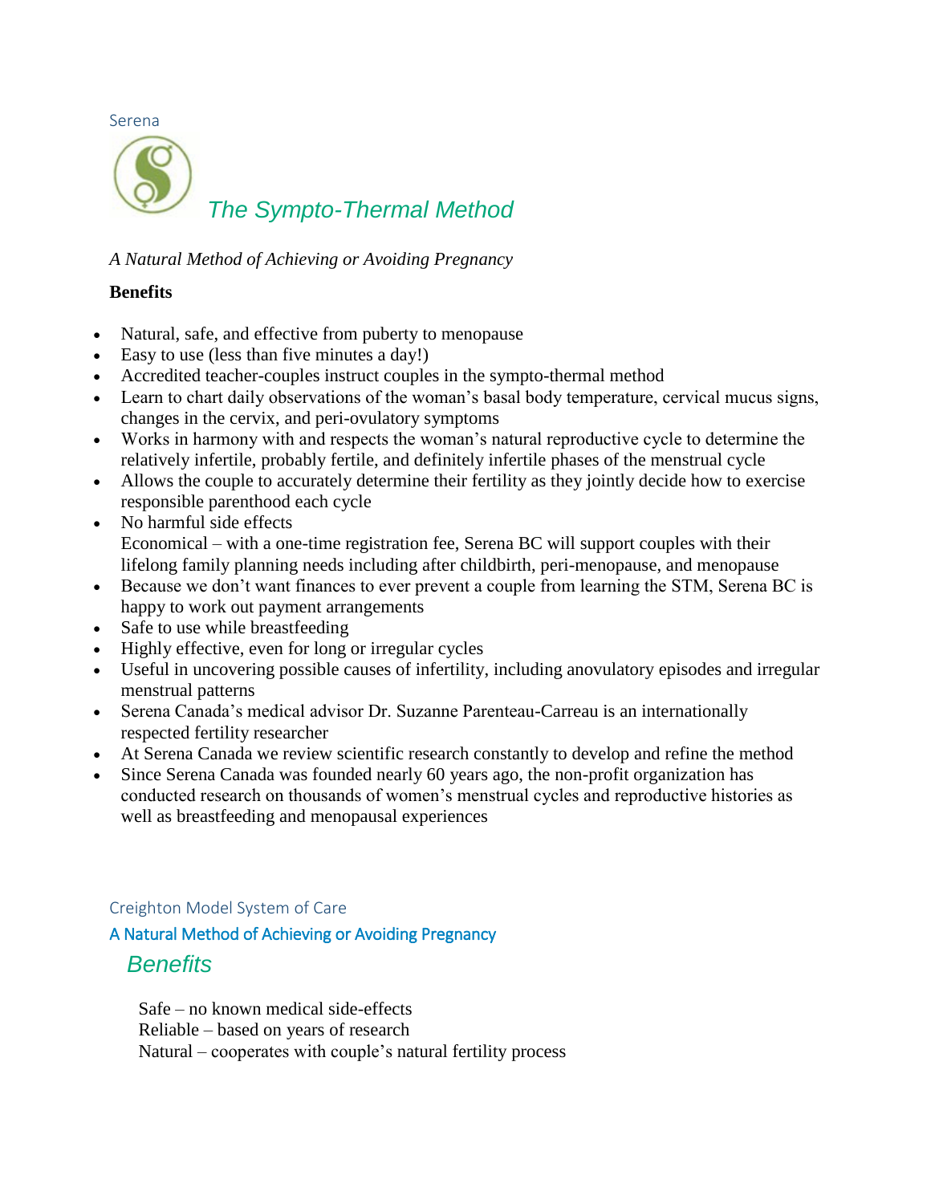Serena

## *The Sympto-Thermal Method*

*A Natural Method of Achieving or Avoiding Pregnancy*

**Benefits**

- Natural, safe, and effective from puberty to menopause
- Easy to use (less than five minutes a day!)
- Accredited teacher-couples instruct couples in the sympto-thermal method
- Learn to chart daily observations of the woman's basal body temperature, cervical mucus signs, changes in the cervix, and peri-ovulatory symptoms
- Works in harmony with and respects the woman's natural reproductive cycle to determine the relatively infertile, probably fertile, and definitely infertile phases of the menstrual cycle
- Allows the couple to accurately determine their fertility as they jointly decide how to exercise responsible parenthood each cycle
- No harmful side effects
  Economical – with a one-time registration fee, Serena BC will support couples with their lifelong family planning needs including after childbirth, peri-menopause, and menopause
- Because we don't want finances to ever prevent a couple from learning the STM, Serena BC is happy to work out payment arrangements
- Safe to use while breastfeeding
- Highly effective, even for long or irregular cycles
- Useful in uncovering possible causes of infertility, including anovulatory episodes and irregular menstrual patterns
- Serena Canada's medical advisor Dr. Suzanne Parenteau-Carreau is an internationally respected fertility researcher
- At Serena Canada we review scientific research constantly to develop and refine the method
- Since Serena Canada was founded nearly 60 years ago, the non-profit organization has conducted research on thousands of women's menstrual cycles and reproductive histories as well as breastfeeding and menopausal experiences

Creighton Model System of Care

A Natural Method of Achieving or Avoiding Pregnancy

## *Benefits*

Safe – no known medical side-effects
Reliable – based on years of research
Natural – cooperates with couple's natural fertility process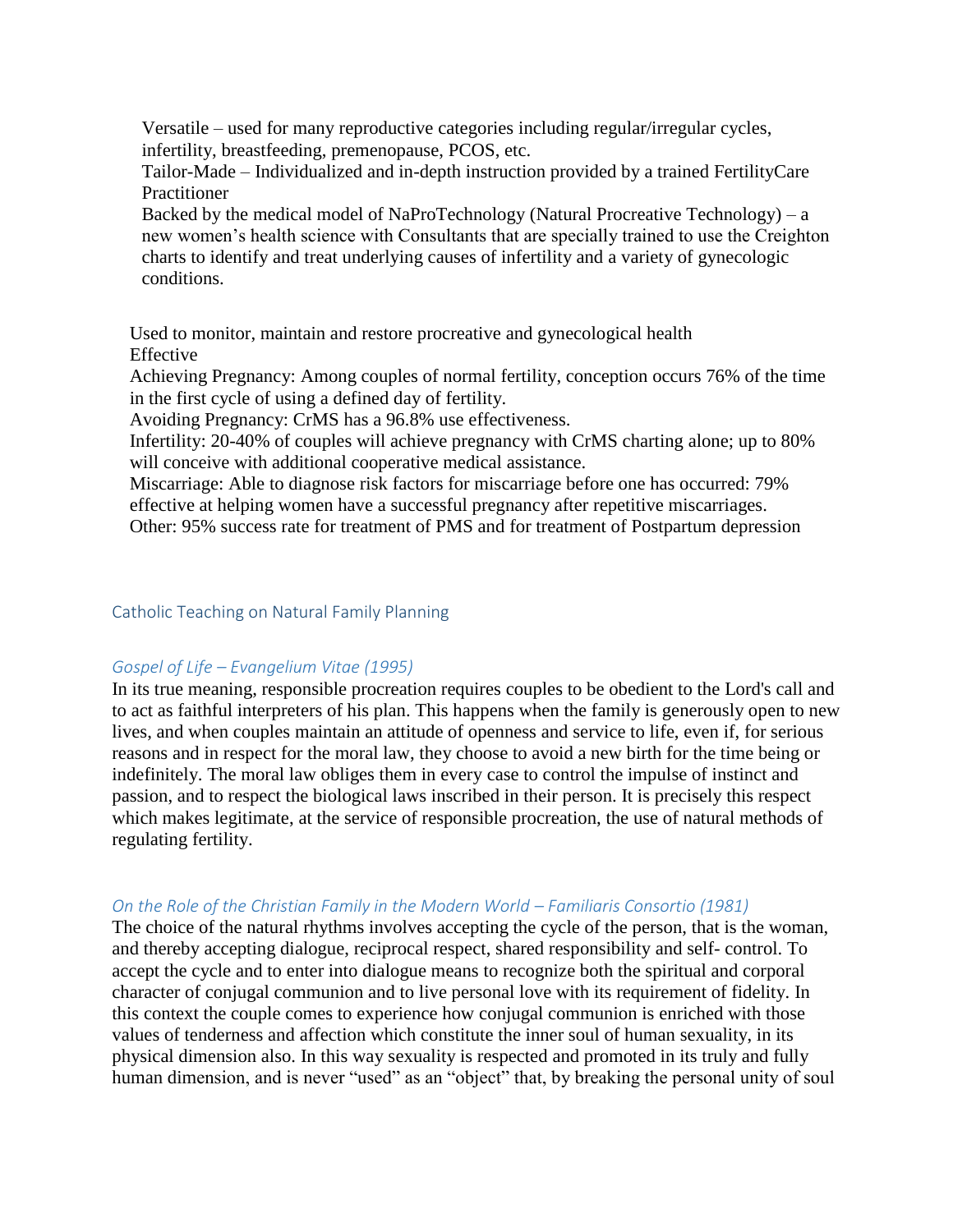- Versatile – used for many reproductive categories including regular/irregular cycles, infertility, breastfeeding, premenopause, PCOS, etc.
- Tailor-Made – Individualized and in-depth instruction provided by a trained FertilityCare Practitioner
- Backed by the medical model of NaProTechnology (Natural Procreative Technology) – a new women's health science with Consultants that are specially trained to use the Creighton charts to identify and treat underlying causes of infertility and a variety of gynecologic conditions.

Used to monitor, maintain and restore procreative and gynecological health

Effective

- Achieving Pregnancy: Among couples of normal fertility, conception occurs 76% of the time in the first cycle of using a defined day of fertility.
- Avoiding Pregnancy: CrMS has a 96.8% use effectiveness.
- Infertility: 20-40% of couples will achieve pregnancy with CrMS charting alone; up to 80% will conceive with additional cooperative medical assistance.
- Miscarriage: Able to diagnose risk factors for miscarriage before one has occurred: 79% effective at helping women have a successful pregnancy after repetitive miscarriages.
- Other: 95% success rate for treatment of PMS and for treatment of Postpartum depression

## Catholic Teaching on Natural Family Planning

### *Gospel of Life – Evangelium Vitae (1995)*

In its true meaning, responsible procreation requires couples to be obedient to the Lord's call and to act as faithful interpreters of his plan. This happens when the family is generously open to new lives, and when couples maintain an attitude of openness and service to life, even if, for serious reasons and in respect for the moral law, they choose to avoid a new birth for the time being or indefinitely. The moral law obliges them in every case to control the impulse of instinct and passion, and to respect the biological laws inscribed in their person. It is precisely this respect which makes legitimate, at the service of responsible procreation, the use of natural methods of regulating fertility.

### *On the Role of the Christian Family in the Modern World – Familiaris Consortio (1981)*

The choice of the natural rhythms involves accepting the cycle of the person, that is the woman, and thereby accepting dialogue, reciprocal respect, shared responsibility and self- control. To accept the cycle and to enter into dialogue means to recognize both the spiritual and corporal character of conjugal communion and to live personal love with its requirement of fidelity. In this context the couple comes to experience how conjugal communion is enriched with those values of tenderness and affection which constitute the inner soul of human sexuality, in its physical dimension also. In this way sexuality is respected and promoted in its truly and fully human dimension, and is never "used" as an "object" that, by breaking the personal unity of soul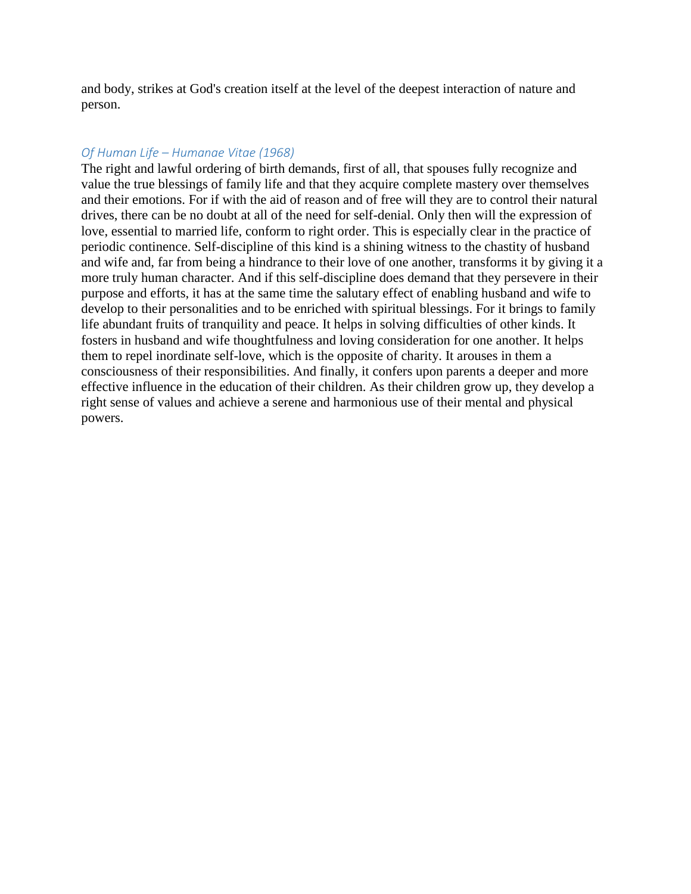and body, strikes at God's creation itself at the level of the deepest interaction of nature and person.

### *Of Human Life – Humanae Vitae (1968)*

The right and lawful ordering of birth demands, first of all, that spouses fully recognize and value the true blessings of family life and that they acquire complete mastery over themselves and their emotions. For if with the aid of reason and of free will they are to control their natural drives, there can be no doubt at all of the need for self-denial. Only then will the expression of love, essential to married life, conform to right order. This is especially clear in the practice of periodic continence. Self-discipline of this kind is a shining witness to the chastity of husband and wife and, far from being a hindrance to their love of one another, transforms it by giving it a more truly human character. And if this self-discipline does demand that they persevere in their purpose and efforts, it has at the same time the salutary effect of enabling husband and wife to develop to their personalities and to be enriched with spiritual blessings. For it brings to family life abundant fruits of tranquility and peace. It helps in solving difficulties of other kinds. It fosters in husband and wife thoughtfulness and loving consideration for one another. It helps them to repel inordinate self-love, which is the opposite of charity. It arouses in them a consciousness of their responsibilities. And finally, it confers upon parents a deeper and more effective influence in the education of their children. As their children grow up, they develop a right sense of values and achieve a serene and harmonious use of their mental and physical powers.